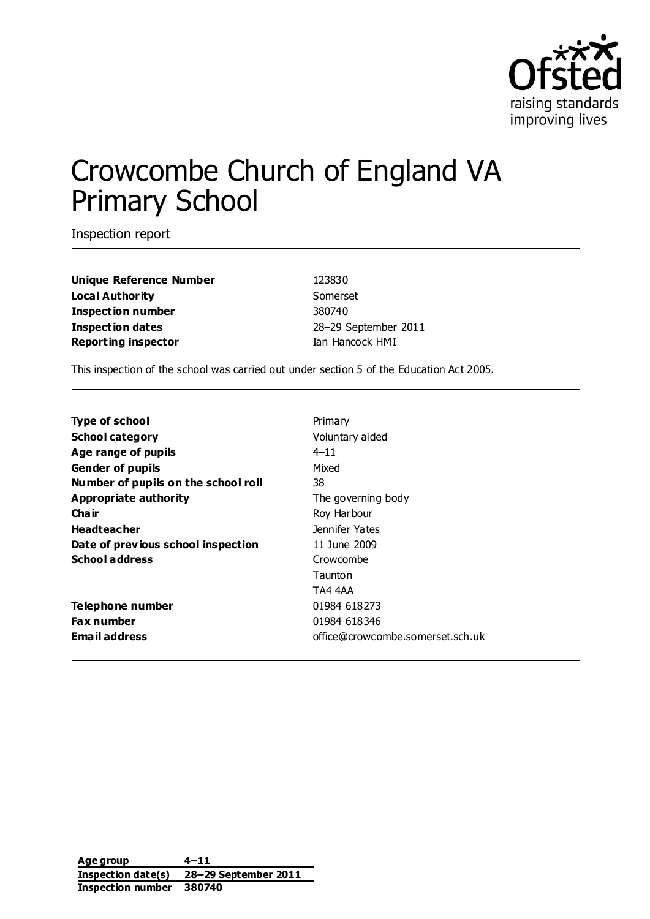# Crowcombe Church of England VA Primary School

Inspection report

| | |
|---|---|
| **Unique Reference Number** | 123830 |
| **Local Authority** | Somerset |
| **Inspection number** | 380740 |
| **Inspection dates** | 28–29 September 2011 |
| **Reporting inspector** | Ian Hancock HMI |

This inspection of the school was carried out under section 5 of the Education Act 2005.

| | |
|---|---|
| **Type of school** | Primary |
| **School category** | Voluntary aided |
| **Age range of pupils** | 4–11 |
| **Gender of pupils** | Mixed |
| **Number of pupils on the school roll** | 38 |
| **Appropriate authority** | The governing body |
| **Chair** | Roy Harbour |
| **Headteacher** | Jennifer Yates |
| **Date of previous school inspection** | 11 June 2009 |
| **School address** | Crowcombe<br>Taunton<br>TA4 4AA |
| **Telephone number** | 01984 618273 |
| **Fax number** | 01984 618346 |
| **Email address** | office@crowcombe.somerset.sch.uk |

| | |
|---|---|
| **Age group** | **4–11** |
| **Inspection date(s)** | **28–29 September 2011** |
| **Inspection number** | **380740** |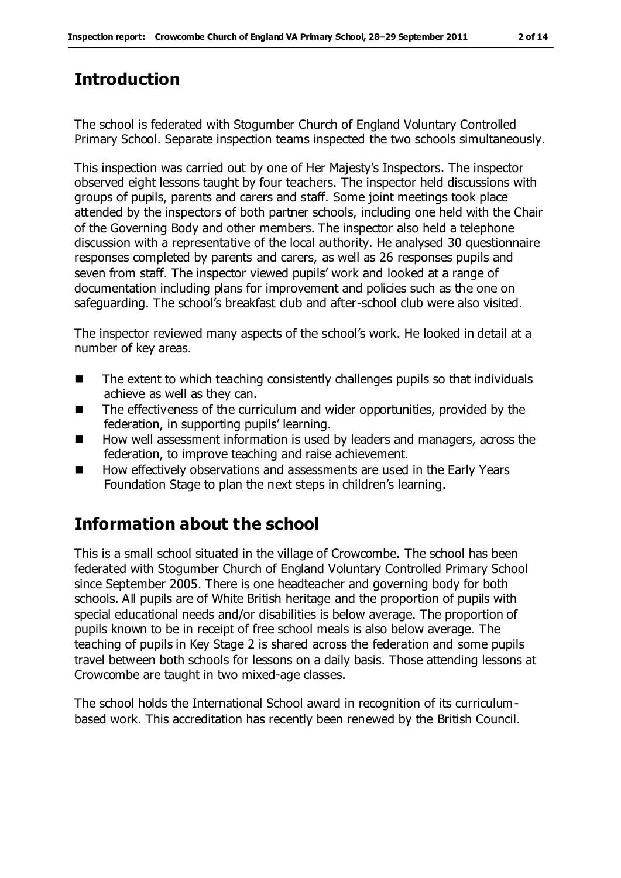## Introduction

The school is federated with Stogumber Church of England Voluntary Controlled Primary School. Separate inspection teams inspected the two schools simultaneously.

This inspection was carried out by one of Her Majesty's Inspectors. The inspector observed eight lessons taught by four teachers. The inspector held discussions with groups of pupils, parents and carers and staff. Some joint meetings took place attended by the inspectors of both partner schools, including one held with the Chair of the Governing Body and other members. The inspector also held a telephone discussion with a representative of the local authority. He analysed 30 questionnaire responses completed by parents and carers, as well as 26 responses pupils and seven from staff. The inspector viewed pupils' work and looked at a range of documentation including plans for improvement and policies such as the one on safeguarding. The school's breakfast club and after-school club were also visited.

The inspector reviewed many aspects of the school's work. He looked in detail at a number of key areas.

- The extent to which teaching consistently challenges pupils so that individuals achieve as well as they can.
- The effectiveness of the curriculum and wider opportunities, provided by the federation, in supporting pupils' learning.
- How well assessment information is used by leaders and managers, across the federation, to improve teaching and raise achievement.
- How effectively observations and assessments are used in the Early Years Foundation Stage to plan the next steps in children's learning.

## Information about the school

This is a small school situated in the village of Crowcombe. The school has been federated with Stogumber Church of England Voluntary Controlled Primary School since September 2005. There is one headteacher and governing body for both schools. All pupils are of White British heritage and the proportion of pupils with special educational needs and/or disabilities is below average. The proportion of pupils known to be in receipt of free school meals is also below average. The teaching of pupils in Key Stage 2 is shared across the federation and some pupils travel between both schools for lessons on a daily basis. Those attending lessons at Crowcombe are taught in two mixed-age classes.

The school holds the International School award in recognition of its curriculum-based work. This accreditation has recently been renewed by the British Council.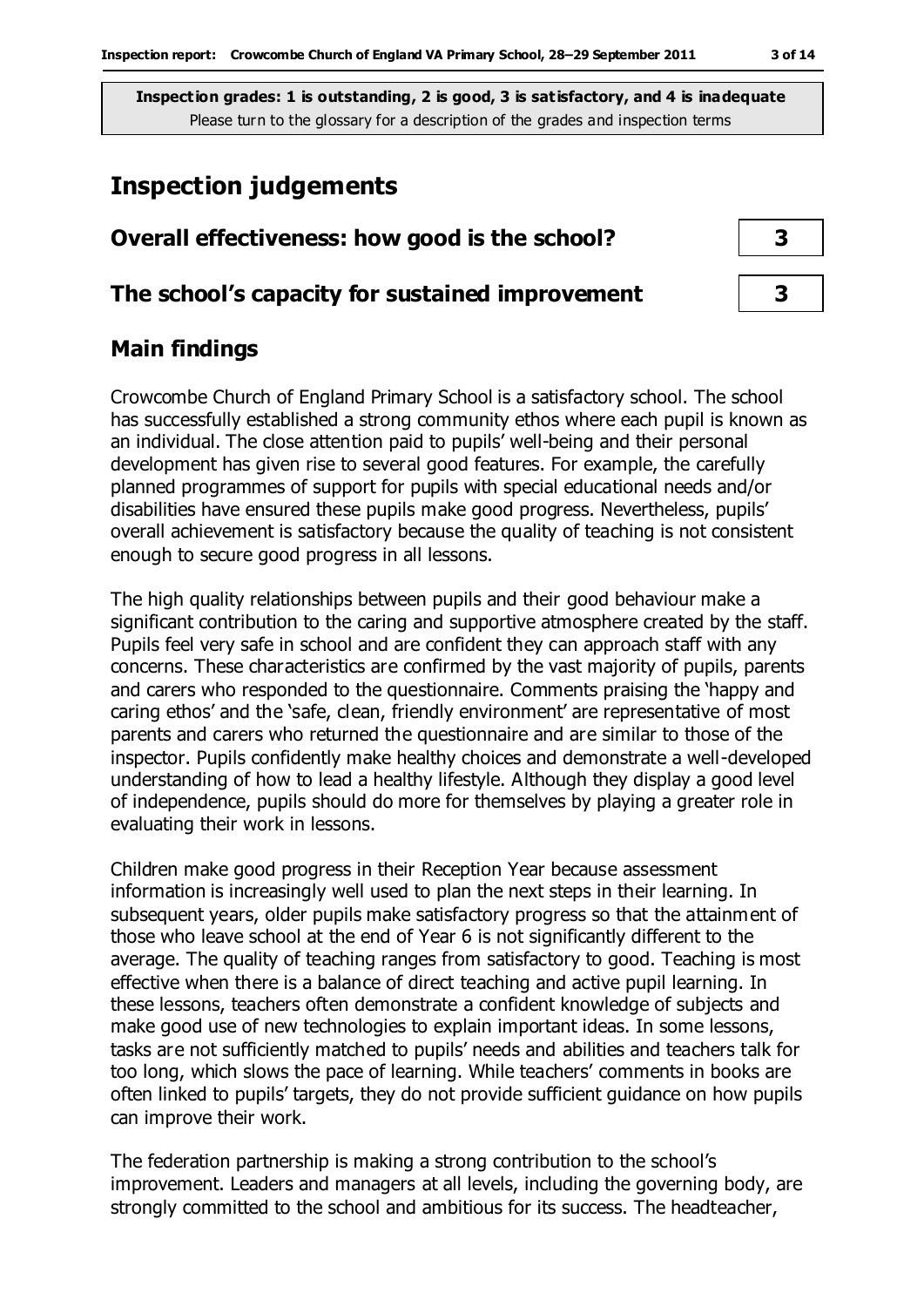**Inspection grades: 1 is outstanding, 2 is good, 3 is satisfactory, and 4 is inadequate**
Please turn to the glossary for a description of the grades and inspection terms

# Inspection judgements

| | |
|---|---|
| **Overall effectiveness: how good is the school?** | **3** |
| **The school's capacity for sustained improvement** | **3** |

## Main findings

Crowcombe Church of England Primary School is a satisfactory school. The school has successfully established a strong community ethos where each pupil is known as an individual. The close attention paid to pupils' well-being and their personal development has given rise to several good features. For example, the carefully planned programmes of support for pupils with special educational needs and/or disabilities have ensured these pupils make good progress. Nevertheless, pupils' overall achievement is satisfactory because the quality of teaching is not consistent enough to secure good progress in all lessons.

The high quality relationships between pupils and their good behaviour make a significant contribution to the caring and supportive atmosphere created by the staff. Pupils feel very safe in school and are confident they can approach staff with any concerns. These characteristics are confirmed by the vast majority of pupils, parents and carers who responded to the questionnaire. Comments praising the 'happy and caring ethos' and the 'safe, clean, friendly environment' are representative of most parents and carers who returned the questionnaire and are similar to those of the inspector. Pupils confidently make healthy choices and demonstrate a well-developed understanding of how to lead a healthy lifestyle. Although they display a good level of independence, pupils should do more for themselves by playing a greater role in evaluating their work in lessons.

Children make good progress in their Reception Year because assessment information is increasingly well used to plan the next steps in their learning. In subsequent years, older pupils make satisfactory progress so that the attainment of those who leave school at the end of Year 6 is not significantly different to the average. The quality of teaching ranges from satisfactory to good. Teaching is most effective when there is a balance of direct teaching and active pupil learning. In these lessons, teachers often demonstrate a confident knowledge of subjects and make good use of new technologies to explain important ideas. In some lessons, tasks are not sufficiently matched to pupils' needs and abilities and teachers talk for too long, which slows the pace of learning. While teachers' comments in books are often linked to pupils' targets, they do not provide sufficient guidance on how pupils can improve their work.

The federation partnership is making a strong contribution to the school's improvement. Leaders and managers at all levels, including the governing body, are strongly committed to the school and ambitious for its success. The headteacher,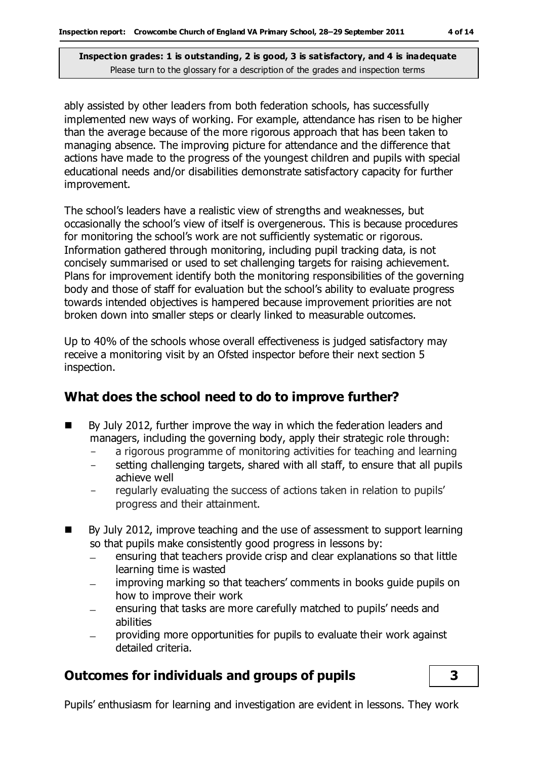ably assisted by other leaders from both federation schools, has successfully implemented new ways of working. For example, attendance has risen to be higher than the average because of the more rigorous approach that has been taken to managing absence. The improving picture for attendance and the difference that actions have made to the progress of the youngest children and pupils with special educational needs and/or disabilities demonstrate satisfactory capacity for further improvement.

The school's leaders have a realistic view of strengths and weaknesses, but occasionally the school's view of itself is overgenerous. This is because procedures for monitoring the school's work are not sufficiently systematic or rigorous. Information gathered through monitoring, including pupil tracking data, is not concisely summarised or used to set challenging targets for raising achievement. Plans for improvement identify both the monitoring responsibilities of the governing body and those of staff for evaluation but the school's ability to evaluate progress towards intended objectives is hampered because improvement priorities are not broken down into smaller steps or clearly linked to measurable outcomes.

Up to 40% of the schools whose overall effectiveness is judged satisfactory may receive a monitoring visit by an Ofsted inspector before their next section 5 inspection.

## What does the school need to do to improve further?

- By July 2012, further improve the way in which the federation leaders and managers, including the governing body, apply their strategic role through:
  - a rigorous programme of monitoring activities for teaching and learning
  - setting challenging targets, shared with all staff, to ensure that all pupils achieve well
  - regularly evaluating the success of actions taken in relation to pupils' progress and their attainment.

- By July 2012, improve teaching and the use of assessment to support learning so that pupils make consistently good progress in lessons by:
  - ensuring that teachers provide crisp and clear explanations so that little learning time is wasted
  - improving marking so that teachers' comments in books guide pupils on how to improve their work
  - ensuring that tasks are more carefully matched to pupils' needs and abilities
  - providing more opportunities for pupils to evaluate their work against detailed criteria.

## Outcomes for individuals and groups of pupils — 3

Pupils' enthusiasm for learning and investigation are evident in lessons. They work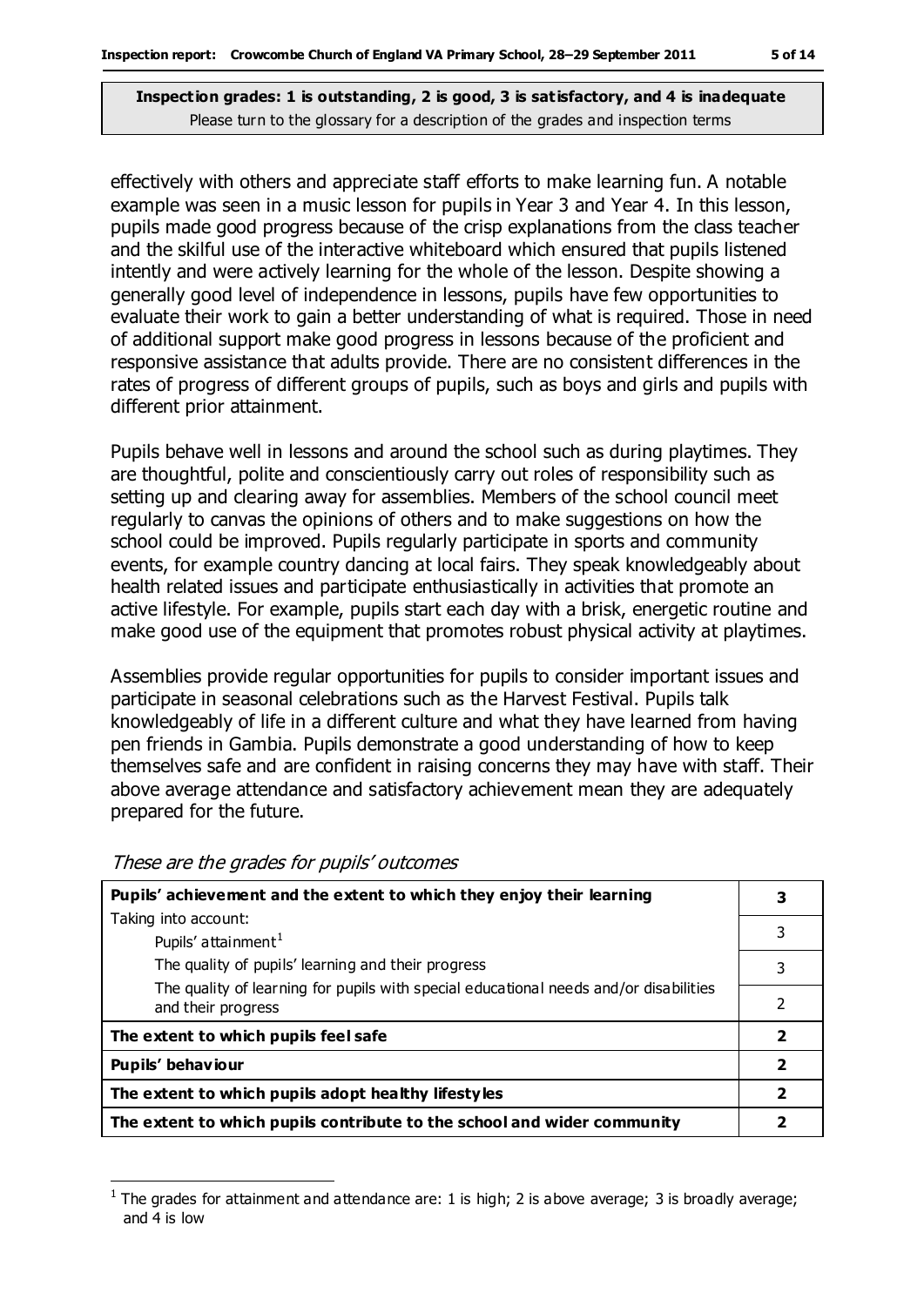**Inspection grades: 1 is outstanding, 2 is good, 3 is satisfactory, and 4 is inadequate**
Please turn to the glossary for a description of the grades and inspection terms

effectively with others and appreciate staff efforts to make learning fun. A notable example was seen in a music lesson for pupils in Year 3 and Year 4. In this lesson, pupils made good progress because of the crisp explanations from the class teacher and the skilful use of the interactive whiteboard which ensured that pupils listened intently and were actively learning for the whole of the lesson. Despite showing a generally good level of independence in lessons, pupils have few opportunities to evaluate their work to gain a better understanding of what is required. Those in need of additional support make good progress in lessons because of the proficient and responsive assistance that adults provide. There are no consistent differences in the rates of progress of different groups of pupils, such as boys and girls and pupils with different prior attainment.

Pupils behave well in lessons and around the school such as during playtimes. They are thoughtful, polite and conscientiously carry out roles of responsibility such as setting up and clearing away for assemblies. Members of the school council meet regularly to canvas the opinions of others and to make suggestions on how the school could be improved. Pupils regularly participate in sports and community events, for example country dancing at local fairs. They speak knowledgeably about health related issues and participate enthusiastically in activities that promote an active lifestyle. For example, pupils start each day with a brisk, energetic routine and make good use of the equipment that promotes robust physical activity at playtimes.

Assemblies provide regular opportunities for pupils to consider important issues and participate in seasonal celebrations such as the Harvest Festival. Pupils talk knowledgeably of life in a different culture and what they have learned from having pen friends in Gambia. Pupils demonstrate a good understanding of how to keep themselves safe and are confident in raising concerns they may have with staff. Their above average attendance and satisfactory achievement mean they are adequately prepared for the future.

*These are the grades for pupils' outcomes*

| | |
|---|---|
| **Pupils' achievement and the extent to which they enjoy their learning** | **3** |
| Taking into account: Pupils' attainment[1] | 3 |
| The quality of pupils' learning and their progress | 3 |
| The quality of learning for pupils with special educational needs and/or disabilities and their progress | 2 |
| **The extent to which pupils feel safe** | **2** |
| **Pupils' behaviour** | **2** |
| **The extent to which pupils adopt healthy lifestyles** | **2** |
| **The extent to which pupils contribute to the school and wider community** | **2** |

[1] The grades for attainment and attendance are: 1 is high; 2 is above average; 3 is broadly average; and 4 is low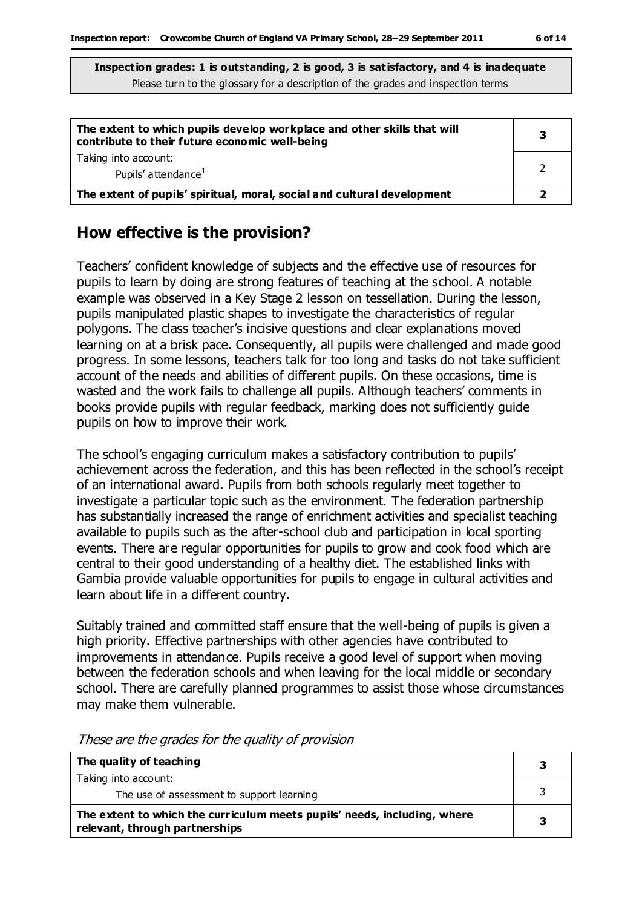**Inspection grades: 1 is outstanding, 2 is good, 3 is satisfactory, and 4 is inadequate**
Please turn to the glossary for a description of the grades and inspection terms

| | |
|---|---|
| **The extent to which pupils develop workplace and other skills that will contribute to their future economic well-being** | **3** |
| Taking into account:<br>Pupils' attendance[1] | 2 |
| **The extent of pupils' spiritual, moral, social and cultural development** | **2** |

## How effective is the provision?

Teachers' confident knowledge of subjects and the effective use of resources for pupils to learn by doing are strong features of teaching at the school. A notable example was observed in a Key Stage 2 lesson on tessellation. During the lesson, pupils manipulated plastic shapes to investigate the characteristics of regular polygons. The class teacher's incisive questions and clear explanations moved learning on at a brisk pace. Consequently, all pupils were challenged and made good progress. In some lessons, teachers talk for too long and tasks do not take sufficient account of the needs and abilities of different pupils. On these occasions, time is wasted and the work fails to challenge all pupils. Although teachers' comments in books provide pupils with regular feedback, marking does not sufficiently guide pupils on how to improve their work.

The school's engaging curriculum makes a satisfactory contribution to pupils' achievement across the federation, and this has been reflected in the school's receipt of an international award. Pupils from both schools regularly meet together to investigate a particular topic such as the environment. The federation partnership has substantially increased the range of enrichment activities and specialist teaching available to pupils such as the after-school club and participation in local sporting events. There are regular opportunities for pupils to grow and cook food which are central to their good understanding of a healthy diet. The established links with Gambia provide valuable opportunities for pupils to engage in cultural activities and learn about life in a different country.

Suitably trained and committed staff ensure that the well-being of pupils is given a high priority. Effective partnerships with other agencies have contributed to improvements in attendance. Pupils receive a good level of support when moving between the federation schools and when leaving for the local middle or secondary school. There are carefully planned programmes to assist those whose circumstances may make them vulnerable.

*These are the grades for the quality of provision*

| | |
|---|---|
| **The quality of teaching** | **3** |
| Taking into account:<br>The use of assessment to support learning | 3 |
| **The extent to which the curriculum meets pupils' needs, including, where relevant, through partnerships** | **3** |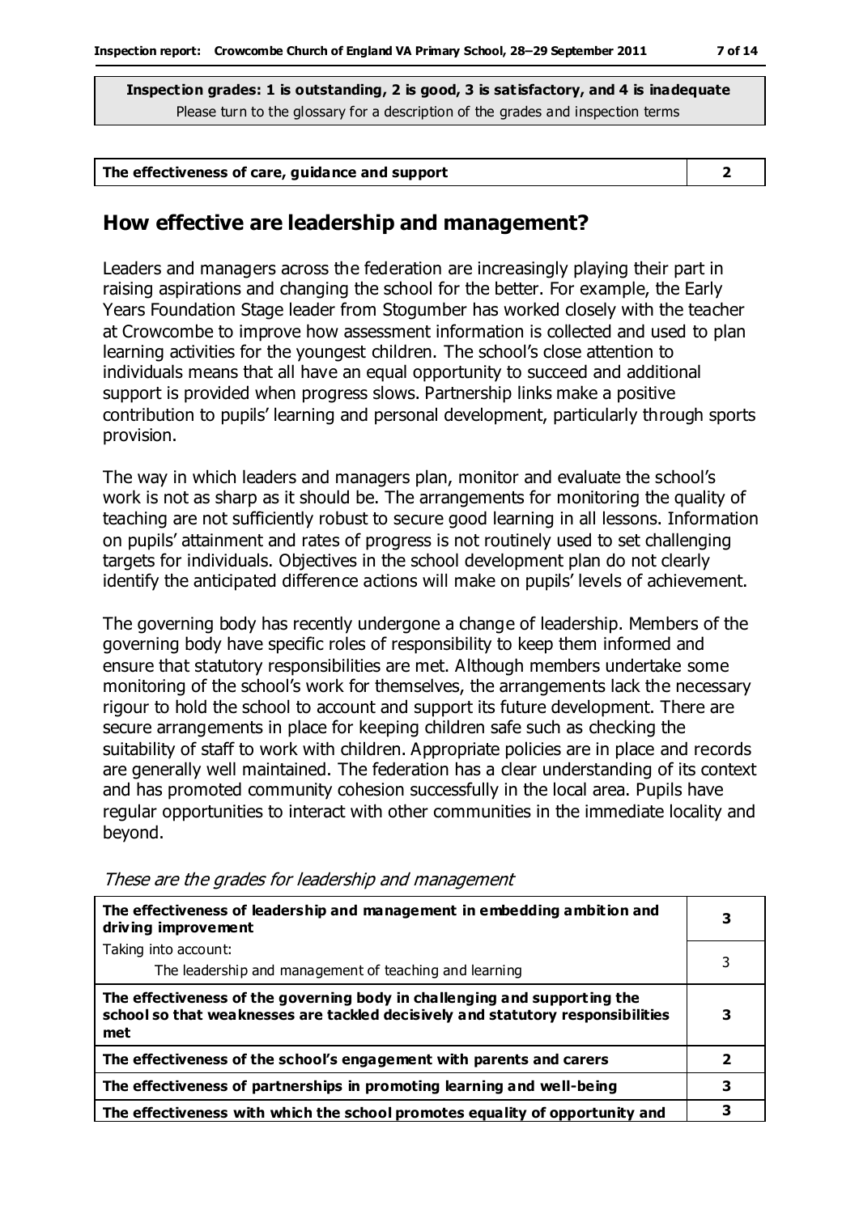**Inspection grades: 1 is outstanding, 2 is good, 3 is satisfactory, and 4 is inadequate**
Please turn to the glossary for a description of the grades and inspection terms

| The effectiveness of care, guidance and support | 2 |
|---|---|

## How effective are leadership and management?

Leaders and managers across the federation are increasingly playing their part in raising aspirations and changing the school for the better. For example, the Early Years Foundation Stage leader from Stogumber has worked closely with the teacher at Crowcombe to improve how assessment information is collected and used to plan learning activities for the youngest children. The school's close attention to individuals means that all have an equal opportunity to succeed and additional support is provided when progress slows. Partnership links make a positive contribution to pupils' learning and personal development, particularly through sports provision.

The way in which leaders and managers plan, monitor and evaluate the school's work is not as sharp as it should be. The arrangements for monitoring the quality of teaching are not sufficiently robust to secure good learning in all lessons. Information on pupils' attainment and rates of progress is not routinely used to set challenging targets for individuals. Objectives in the school development plan do not clearly identify the anticipated difference actions will make on pupils' levels of achievement.

The governing body has recently undergone a change of leadership. Members of the governing body have specific roles of responsibility to keep them informed and ensure that statutory responsibilities are met. Although members undertake some monitoring of the school's work for themselves, the arrangements lack the necessary rigour to hold the school to account and support its future development. There are secure arrangements in place for keeping children safe such as checking the suitability of staff to work with children. Appropriate policies are in place and records are generally well maintained. The federation has a clear understanding of its context and has promoted community cohesion successfully in the local area. Pupils have regular opportunities to interact with other communities in the immediate locality and beyond.

*These are the grades for leadership and management*

| | |
|---|---|
| **The effectiveness of leadership and management in embedding ambition and driving improvement** | **3** |
| Taking into account: The leadership and management of teaching and learning | 3 |
| **The effectiveness of the governing body in challenging and supporting the school so that weaknesses are tackled decisively and statutory responsibilities met** | **3** |
| **The effectiveness of the school's engagement with parents and carers** | **2** |
| **The effectiveness of partnerships in promoting learning and well-being** | **3** |
| **The effectiveness with which the school promotes equality of opportunity and** | **3** |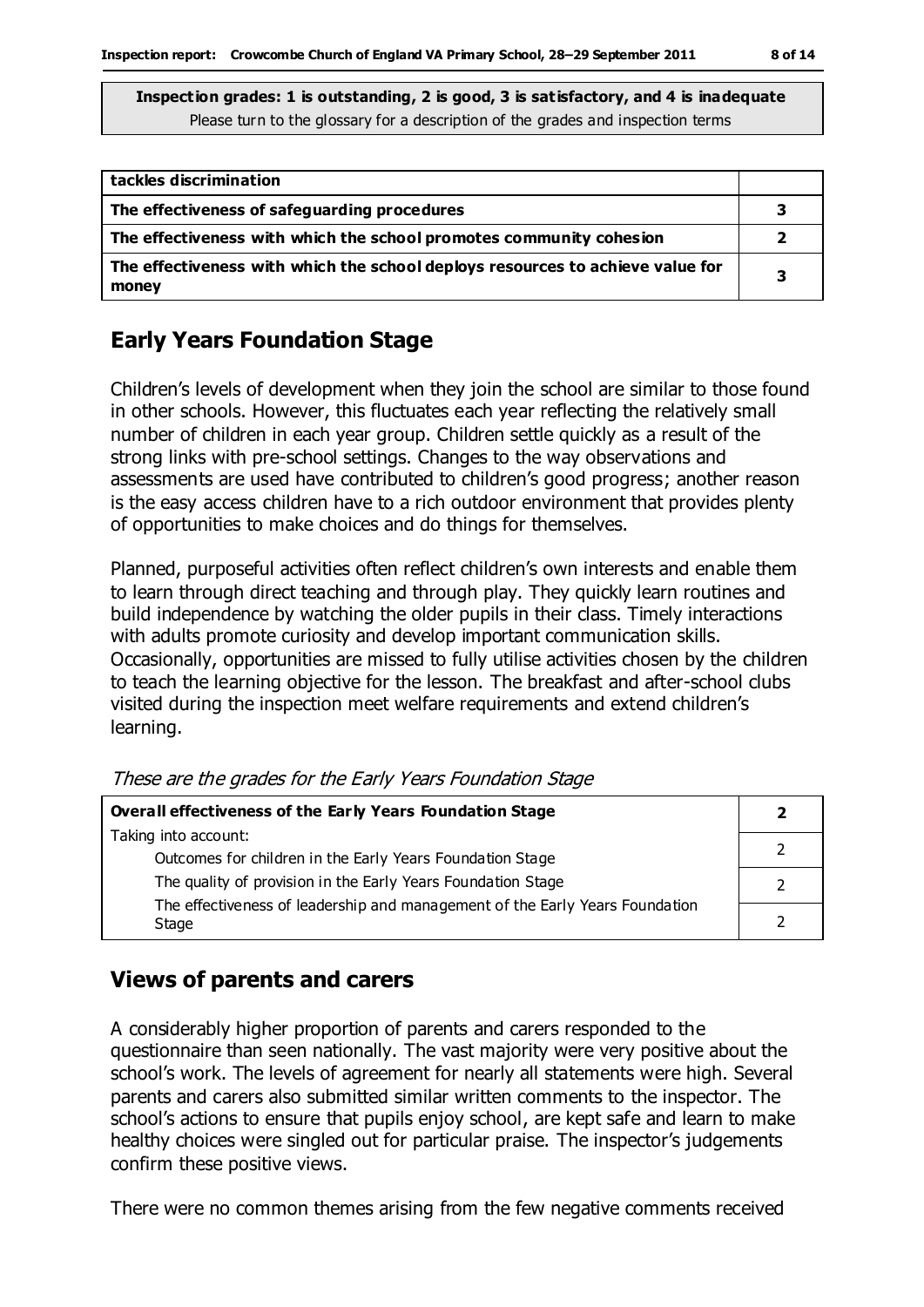Inspection grades: 1 is outstanding, 2 is good, 3 is satisfactory, and 4 is inadequate
Please turn to the glossary for a description of the grades and inspection terms

| | |
|---|---|
| **tackles discrimination** | |
| **The effectiveness of safeguarding procedures** | **3** |
| **The effectiveness with which the school promotes community cohesion** | **2** |
| **The effectiveness with which the school deploys resources to achieve value for money** | **3** |

## Early Years Foundation Stage

Children's levels of development when they join the school are similar to those found in other schools. However, this fluctuates each year reflecting the relatively small number of children in each year group. Children settle quickly as a result of the strong links with pre-school settings. Changes to the way observations and assessments are used have contributed to children's good progress; another reason is the easy access children have to a rich outdoor environment that provides plenty of opportunities to make choices and do things for themselves.

Planned, purposeful activities often reflect children's own interests and enable them to learn through direct teaching and through play. They quickly learn routines and build independence by watching the older pupils in their class. Timely interactions with adults promote curiosity and develop important communication skills. Occasionally, opportunities are missed to fully utilise activities chosen by the children to teach the learning objective for the lesson. The breakfast and after-school clubs visited during the inspection meet welfare requirements and extend children's learning.

*These are the grades for the Early Years Foundation Stage*

| | |
|---|---|
| **Overall effectiveness of the Early Years Foundation Stage** | **2** |
| Taking into account:<br>Outcomes for children in the Early Years Foundation Stage | 2 |
| The quality of provision in the Early Years Foundation Stage | 2 |
| The effectiveness of leadership and management of the Early Years Foundation Stage | 2 |

## Views of parents and carers

A considerably higher proportion of parents and carers responded to the questionnaire than seen nationally. The vast majority were very positive about the school's work. The levels of agreement for nearly all statements were high. Several parents and carers also submitted similar written comments to the inspector. The school's actions to ensure that pupils enjoy school, are kept safe and learn to make healthy choices were singled out for particular praise. The inspector's judgements confirm these positive views.

There were no common themes arising from the few negative comments received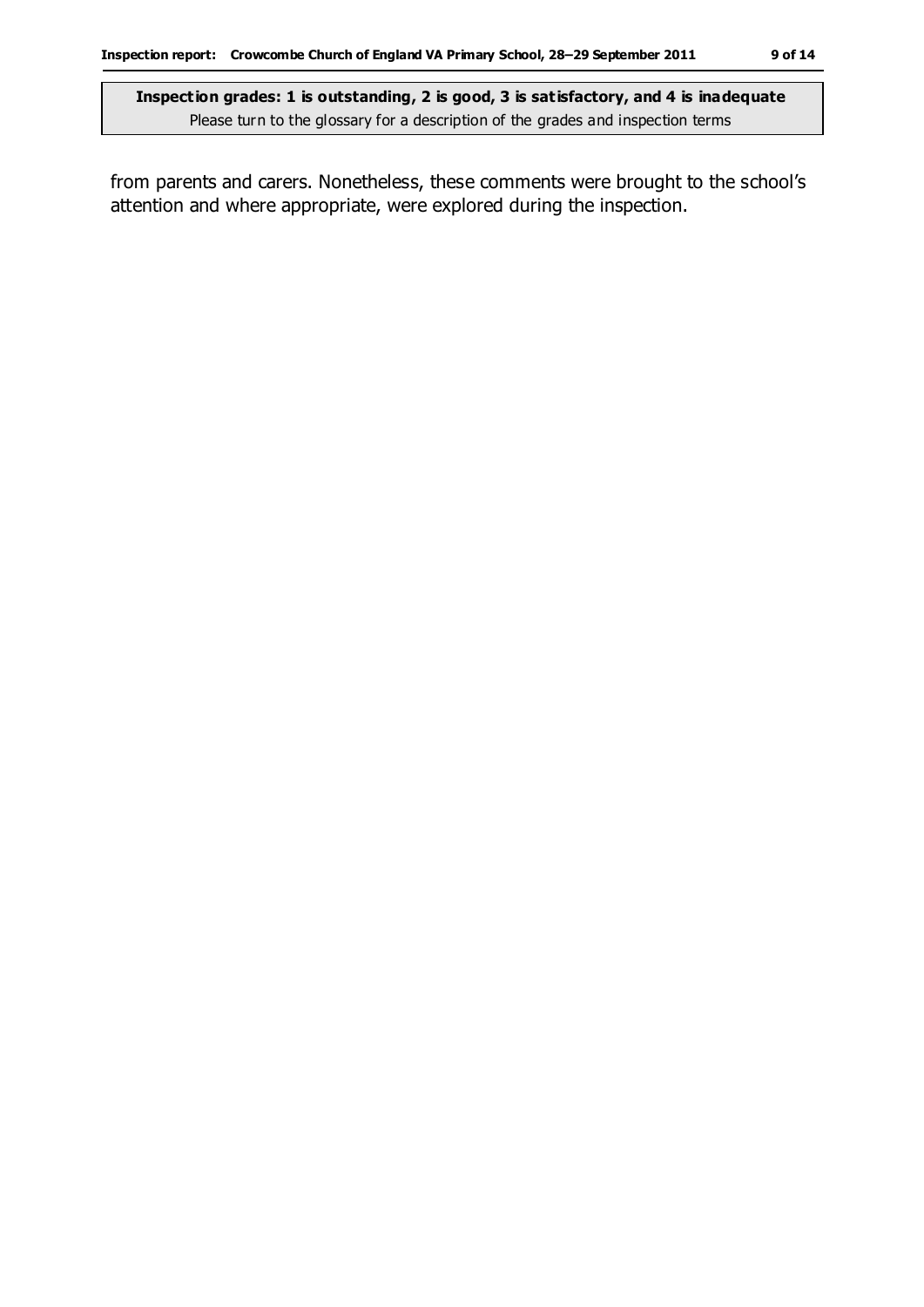from parents and carers. Nonetheless, these comments were brought to the school's attention and where appropriate, were explored during the inspection.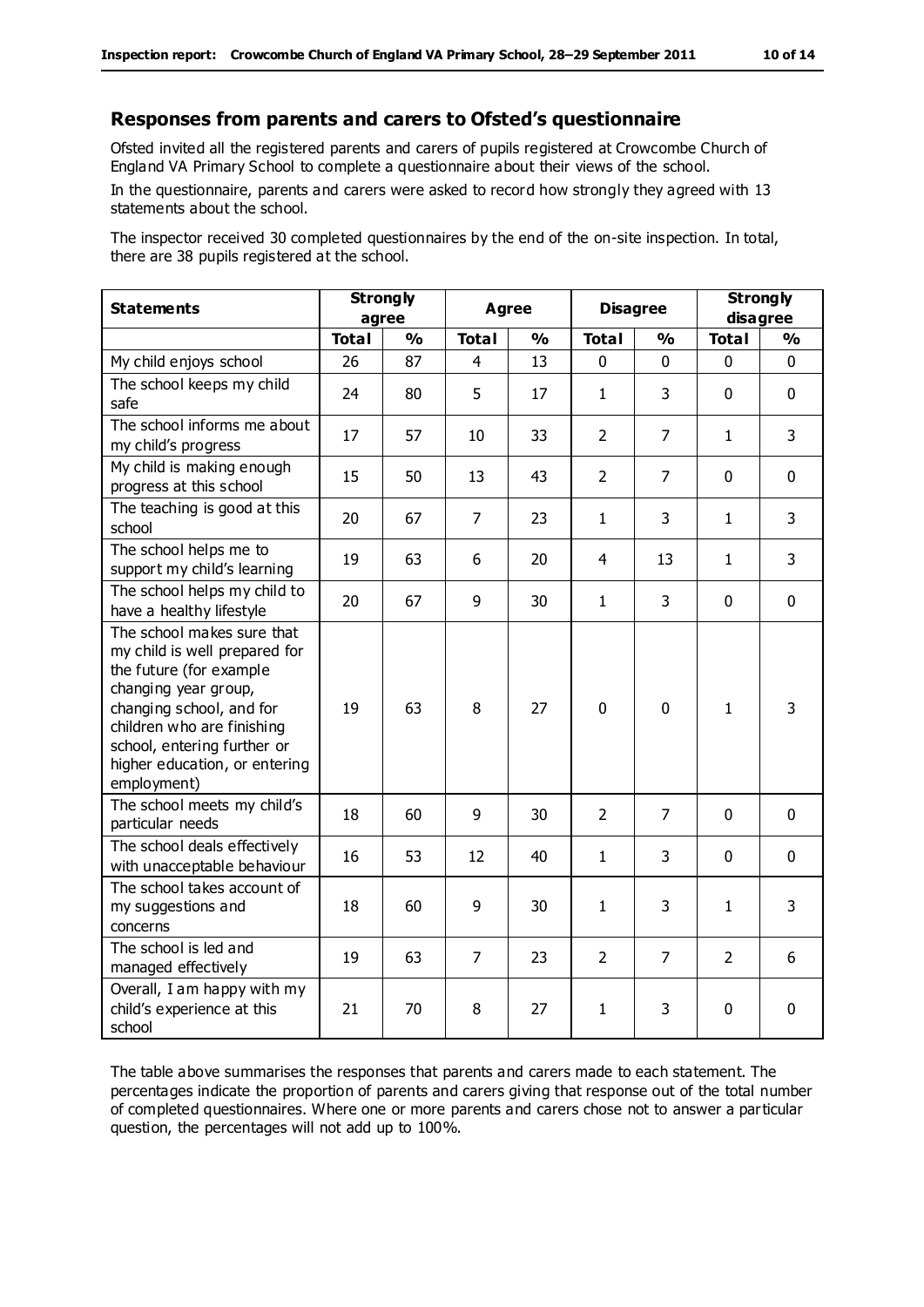## Responses from parents and carers to Ofsted's questionnaire

Ofsted invited all the registered parents and carers of pupils registered at Crowcombe Church of England VA Primary School to complete a questionnaire about their views of the school.

In the questionnaire, parents and carers were asked to record how strongly they agreed with 13 statements about the school.

The inspector received 30 completed questionnaires by the end of the on-site inspection. In total, there are 38 pupils registered at the school.

| Statements | Strongly agree | | Agree | | Disagree | | Strongly disagree | |
|---|---|---|---|---|---|---|---|---|
| | **Total** | **%** | **Total** | **%** | **Total** | **%** | **Total** | **%** |
| My child enjoys school | 26 | 87 | 4 | 13 | 0 | 0 | 0 | 0 |
| The school keeps my child safe | 24 | 80 | 5 | 17 | 1 | 3 | 0 | 0 |
| The school informs me about my child's progress | 17 | 57 | 10 | 33 | 2 | 7 | 1 | 3 |
| My child is making enough progress at this school | 15 | 50 | 13 | 43 | 2 | 7 | 0 | 0 |
| The teaching is good at this school | 20 | 67 | 7 | 23 | 1 | 3 | 1 | 3 |
| The school helps me to support my child's learning | 19 | 63 | 6 | 20 | 4 | 13 | 1 | 3 |
| The school helps my child to have a healthy lifestyle | 20 | 67 | 9 | 30 | 1 | 3 | 0 | 0 |
| The school makes sure that my child is well prepared for the future (for example changing year group, changing school, and for children who are finishing school, entering further or higher education, or entering employment) | 19 | 63 | 8 | 27 | 0 | 0 | 1 | 3 |
| The school meets my child's particular needs | 18 | 60 | 9 | 30 | 2 | 7 | 0 | 0 |
| The school deals effectively with unacceptable behaviour | 16 | 53 | 12 | 40 | 1 | 3 | 0 | 0 |
| The school takes account of my suggestions and concerns | 18 | 60 | 9 | 30 | 1 | 3 | 1 | 3 |
| The school is led and managed effectively | 19 | 63 | 7 | 23 | 2 | 7 | 2 | 6 |
| Overall, I am happy with my child's experience at this school | 21 | 70 | 8 | 27 | 1 | 3 | 0 | 0 |

The table above summarises the responses that parents and carers made to each statement. The percentages indicate the proportion of parents and carers giving that response out of the total number of completed questionnaires. Where one or more parents and carers chose not to answer a particular question, the percentages will not add up to 100%.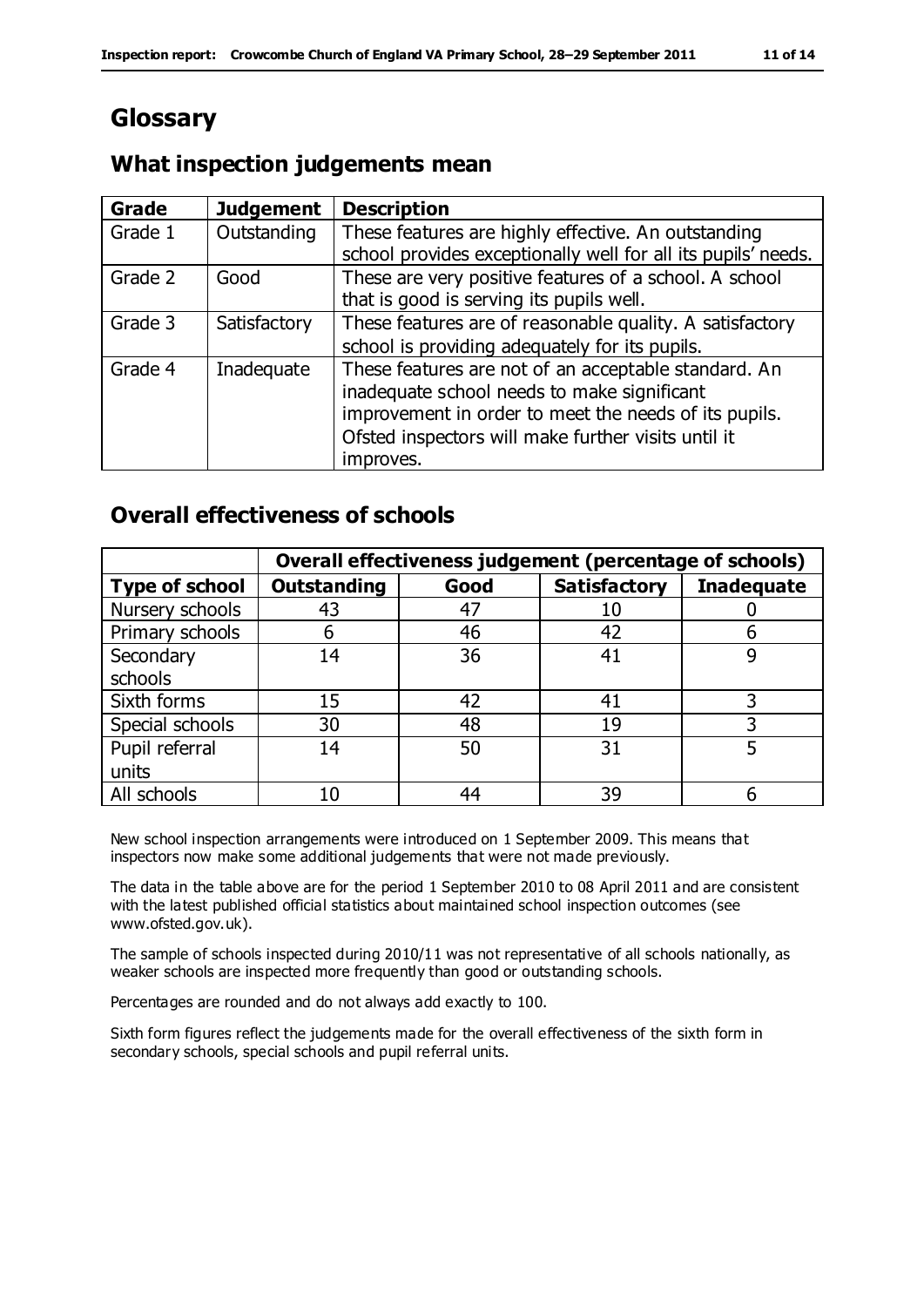# Glossary

## What inspection judgements mean

| Grade | Judgement | Description |
|---|---|---|
| Grade 1 | Outstanding | These features are highly effective. An outstanding school provides exceptionally well for all its pupils' needs. |
| Grade 2 | Good | These are very positive features of a school. A school that is good is serving its pupils well. |
| Grade 3 | Satisfactory | These features are of reasonable quality. A satisfactory school is providing adequately for its pupils. |
| Grade 4 | Inadequate | These features are not of an acceptable standard. An inadequate school needs to make significant improvement in order to meet the needs of its pupils. Ofsted inspectors will make further visits until it improves. |

## Overall effectiveness of schools

| | Overall effectiveness judgement (percentage of schools) | | | |
|---|---|---|---|---|
| **Type of school** | **Outstanding** | **Good** | **Satisfactory** | **Inadequate** |
| Nursery schools | 43 | 47 | 10 | 0 |
| Primary schools | 6 | 46 | 42 | 6 |
| Secondary schools | 14 | 36 | 41 | 9 |
| Sixth forms | 15 | 42 | 41 | 3 |
| Special schools | 30 | 48 | 19 | 3 |
| Pupil referral units | 14 | 50 | 31 | 5 |
| All schools | 10 | 44 | 39 | 6 |

New school inspection arrangements were introduced on 1 September 2009. This means that inspectors now make some additional judgements that were not made previously.

The data in the table above are for the period 1 September 2010 to 08 April 2011 and are consistent with the latest published official statistics about maintained school inspection outcomes (see www.ofsted.gov.uk).

The sample of schools inspected during 2010/11 was not representative of all schools nationally, as weaker schools are inspected more frequently than good or outstanding schools.

Percentages are rounded and do not always add exactly to 100.

Sixth form figures reflect the judgements made for the overall effectiveness of the sixth form in secondary schools, special schools and pupil referral units.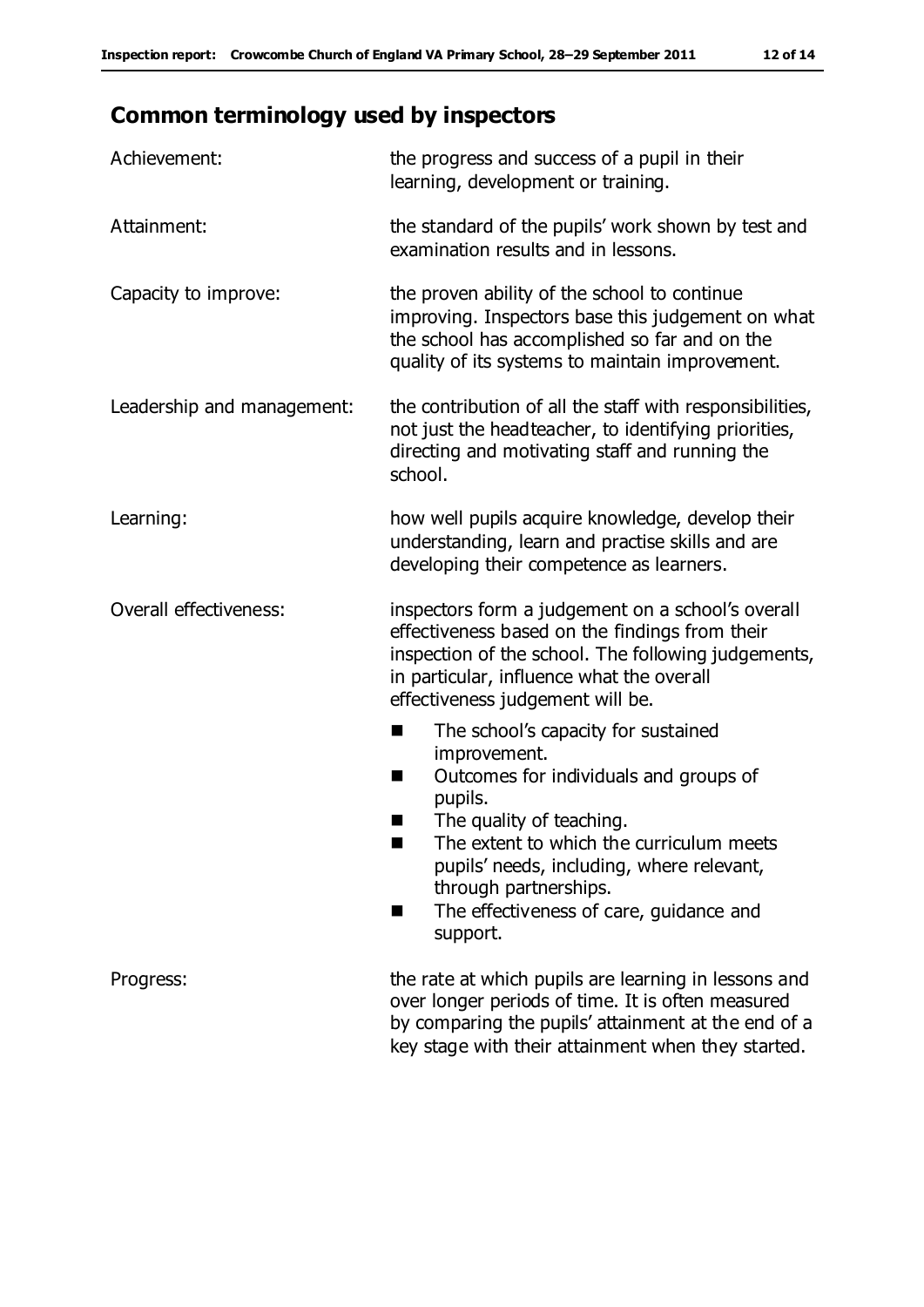## Common terminology used by inspectors

| | |
|---|---|
| Achievement: | the progress and success of a pupil in their learning, development or training. |
| Attainment: | the standard of the pupils' work shown by test and examination results and in lessons. |
| Capacity to improve: | the proven ability of the school to continue improving. Inspectors base this judgement on what the school has accomplished so far and on the quality of its systems to maintain improvement. |
| Leadership and management: | the contribution of all the staff with responsibilities, not just the headteacher, to identifying priorities, directing and motivating staff and running the school. |
| Learning: | how well pupils acquire knowledge, develop their understanding, learn and practise skills and are developing their competence as learners. |
| Overall effectiveness: | inspectors form a judgement on a school's overall effectiveness based on the findings from their inspection of the school. The following judgements, in particular, influence what the overall effectiveness judgement will be.<br>■ The school's capacity for sustained improvement.<br>■ Outcomes for individuals and groups of pupils.<br>■ The quality of teaching.<br>■ The extent to which the curriculum meets pupils' needs, including, where relevant, through partnerships.<br>■ The effectiveness of care, guidance and support. |
| Progress: | the rate at which pupils are learning in lessons and over longer periods of time. It is often measured by comparing the pupils' attainment at the end of a key stage with their attainment when they started. |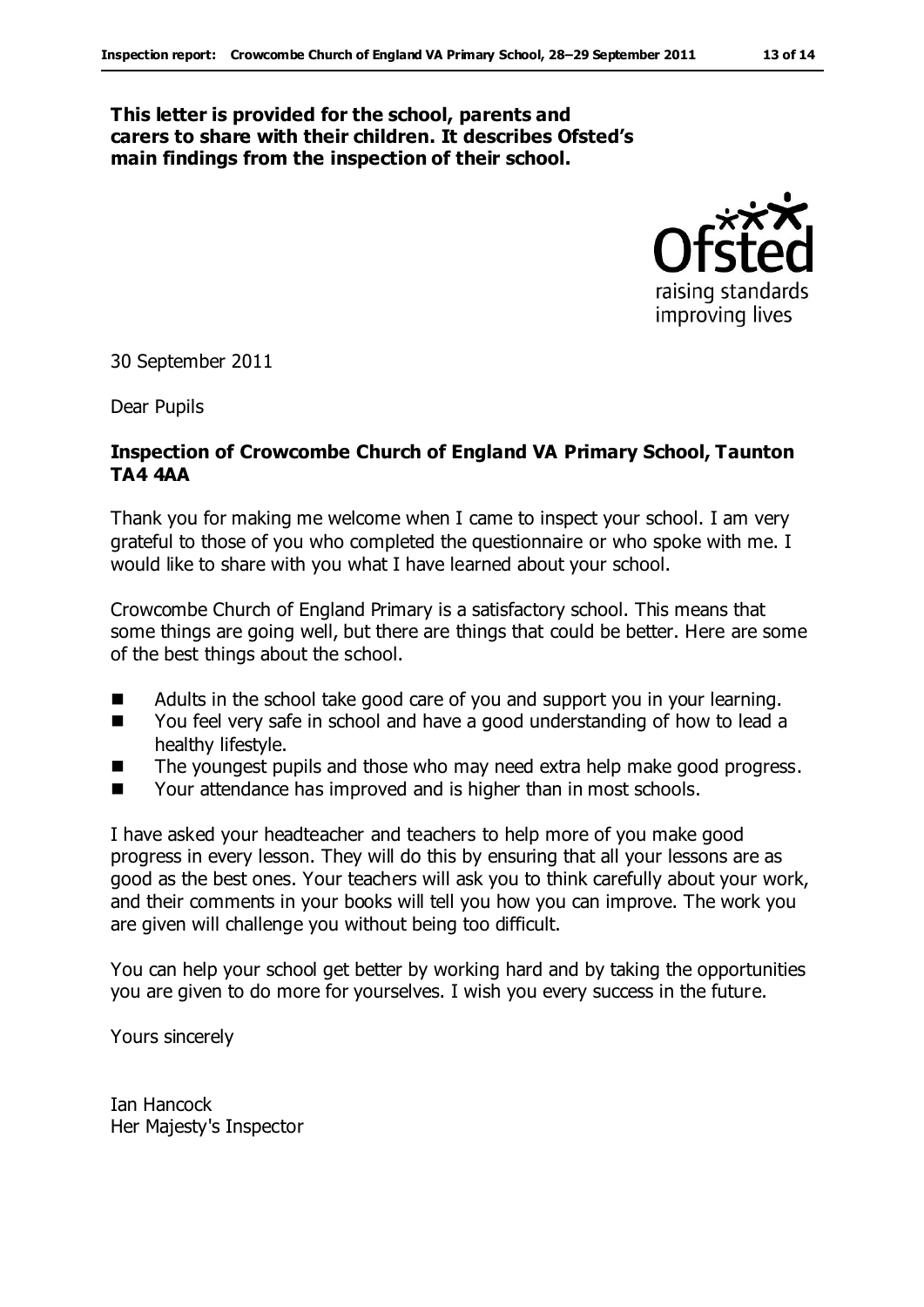**This letter is provided for the school, parents and carers to share with their children. It describes Ofsted's main findings from the inspection of their school.**

30 September 2011

Dear Pupils

**Inspection of Crowcombe Church of England VA Primary School, Taunton TA4 4AA**

Thank you for making me welcome when I came to inspect your school. I am very grateful to those of you who completed the questionnaire or who spoke with me. I would like to share with you what I have learned about your school.

Crowcombe Church of England Primary is a satisfactory school. This means that some things are going well, but there are things that could be better. Here are some of the best things about the school.

- Adults in the school take good care of you and support you in your learning.
- You feel very safe in school and have a good understanding of how to lead a healthy lifestyle.
- The youngest pupils and those who may need extra help make good progress.
- Your attendance has improved and is higher than in most schools.

I have asked your headteacher and teachers to help more of you make good progress in every lesson. They will do this by ensuring that all your lessons are as good as the best ones. Your teachers will ask you to think carefully about your work, and their comments in your books will tell you how you can improve. The work you are given will challenge you without being too difficult.

You can help your school get better by working hard and by taking the opportunities you are given to do more for yourselves. I wish you every success in the future.

Yours sincerely

Ian Hancock
Her Majesty's Inspector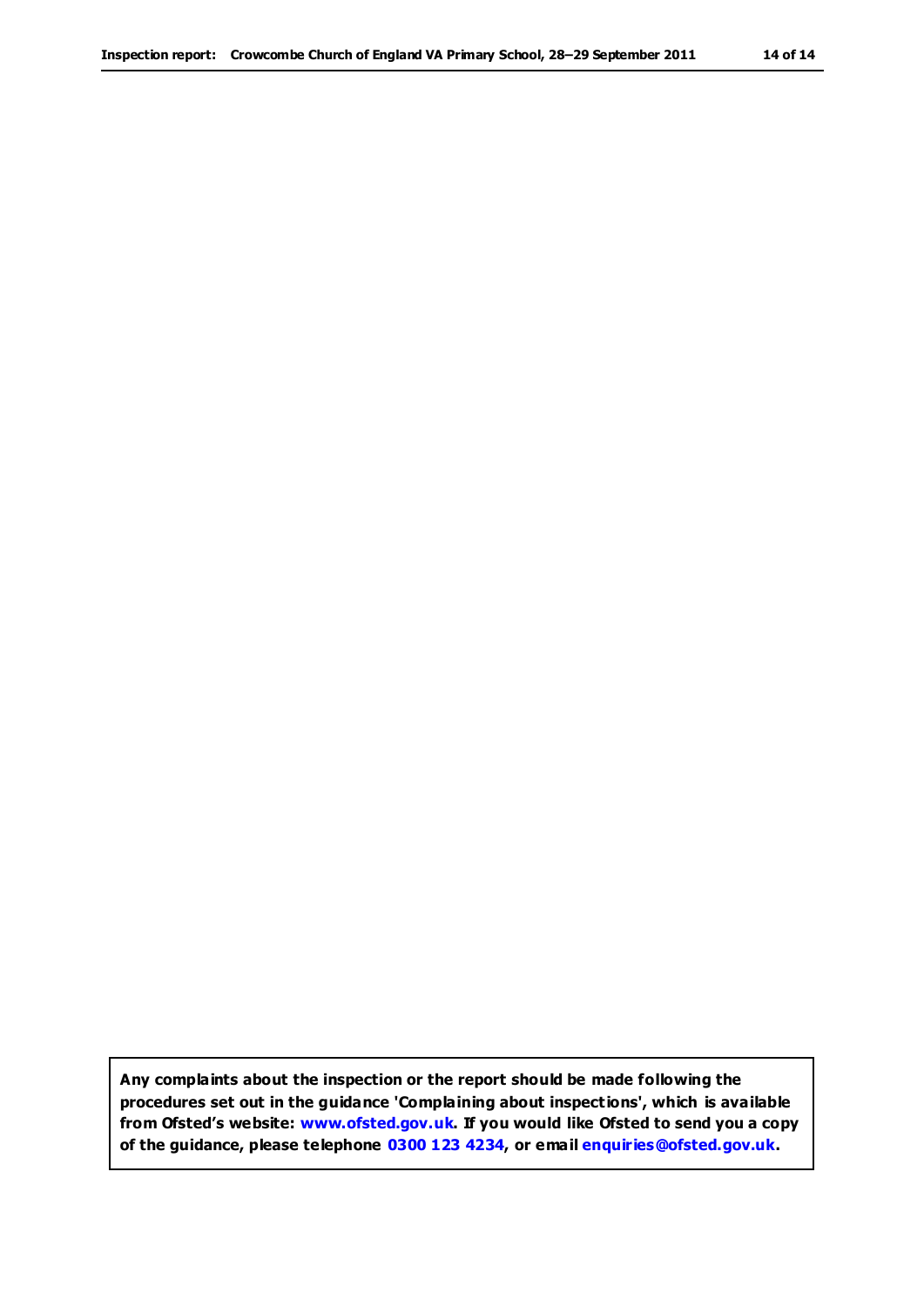**Any complaints about the inspection or the report should be made following the procedures set out in the guidance 'Complaining about inspections', which is available from Ofsted's website: www.ofsted.gov.uk. If you would like Ofsted to send you a copy of the guidance, please telephone 0300 123 4234, or email enquiries@ofsted.gov.uk.**